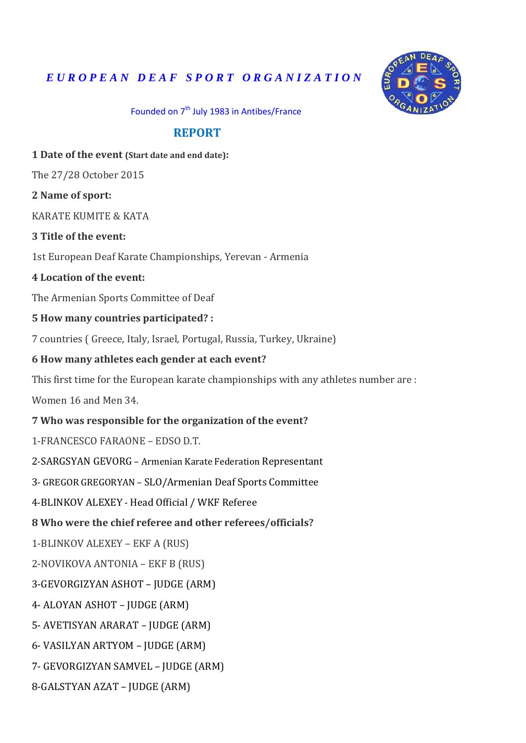*EUROPEAN DEAF SPORT ORGANIZATION*

Founded on 7th July 1983 in Antibes/France

## REPORT

**1 Date of the event (Start date and end date):**

The 27/28 October 2015

**2 Name of sport:**

KARATE KUMITE & KATA

**3 Title of the event:**

1st European Deaf Karate Championships, Yerevan - Armenia

**4 Location of the event:**

The Armenian Sports Committee of Deaf

**5 How many countries participated? :**

7 countries ( Greece, Italy, Israel, Portugal, Russia, Turkey, Ukraine)

**6 How many athletes each gender at each event?**

This first time for the European karate championships with any athletes number are :

Women 16 and Men 34.

**7 Who was responsible for the organization of the event?**

1-FRANCESCO FARAONE – EDSO D.T.

2-SARGSYAN GEVORG – Armenian Karate Federation Representant

3- GREGOR GREGORYAN – SLO/Armenian Deaf Sports Committee

4-BLINKOV ALEXEY - Head Official / WKF Referee

**8 Who were the chief referee and other referees/officials?**

1-BLINKOV ALEXEY – EKF A (RUS)

2-NOVIKOVA ANTONIA – EKF B (RUS)

3-GEVORGIZYAN ASHOT – JUDGE (ARM)

4- ALOYAN ASHOT – JUDGE (ARM)

5- AVETISYAN ARARAT – JUDGE (ARM)

6- VASILYAN ARTYOM – JUDGE (ARM)

7- GEVORGIZYAN SAMVEL – JUDGE (ARM)

8-GALSTYAN AZAT – JUDGE (ARM)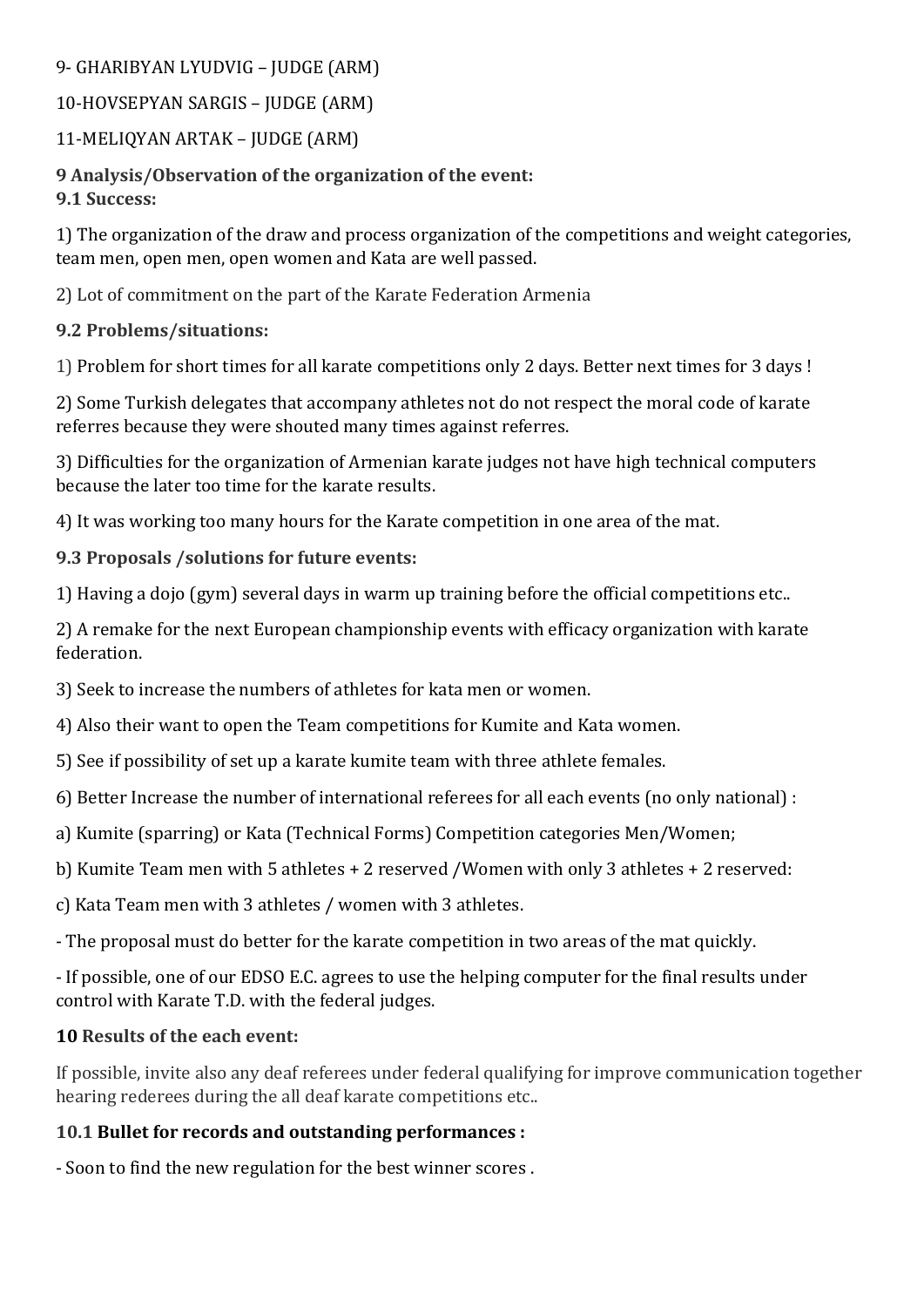9- GHARIBYAN LYUDVIG – JUDGE (ARM)

10-HOVSEPYAN SARGIS – JUDGE (ARM)

11-MELIQYAN ARTAK – JUDGE (ARM)

**9 Analysis/Observation of the organization of the event:**
**9.1 Success:**

1) The organization of the draw and process organization of the competitions and weight categories, team men, open men, open women and Kata are well passed.

2) Lot of commitment on the part of the Karate Federation Armenia

**9.2 Problems/situations:**

1) Problem for short times for all karate competitions only 2 days. Better next times for 3 days !

2) Some Turkish delegates that accompany athletes not do not respect the moral code of karate referres because they were shouted many times against referres.

3) Difficulties for the organization of Armenian karate judges not have high technical computers because the later too time for the karate results.

4) It was working too many hours for the Karate competition in one area of the mat.

**9.3 Proposals /solutions for future events:**

1) Having a dojo (gym) several days in warm up training before the official competitions etc..

2) A remake for the next European championship events with efficacy organization with karate federation.

3) Seek to increase the numbers of athletes for kata men or women.

4) Also their want to open the Team competitions for Kumite and Kata women.

5) See if possibility of set up a karate kumite team with three athlete females.

6) Better Increase the number of international referees for all each events (no only national) :

a) Kumite (sparring) or Kata (Technical Forms) Competition categories Men/Women;

b) Kumite Team men with 5 athletes + 2 reserved /Women with only 3 athletes + 2 reserved:

c) Kata Team men with 3 athletes / women with 3 athletes.

- The proposal must do better for the karate competition in two areas of the mat quickly.

- If possible, one of our EDSO E.C. agrees to use the helping computer for the final results under control with Karate T.D. with the federal judges.

**10 Results of the each event:**

If possible, invite also any deaf referees under federal qualifying for improve communication together hearing rederees during the all deaf karate competitions etc..

**10.1 Bullet for records and outstanding performances :**

- Soon to find the new regulation for the best winner scores .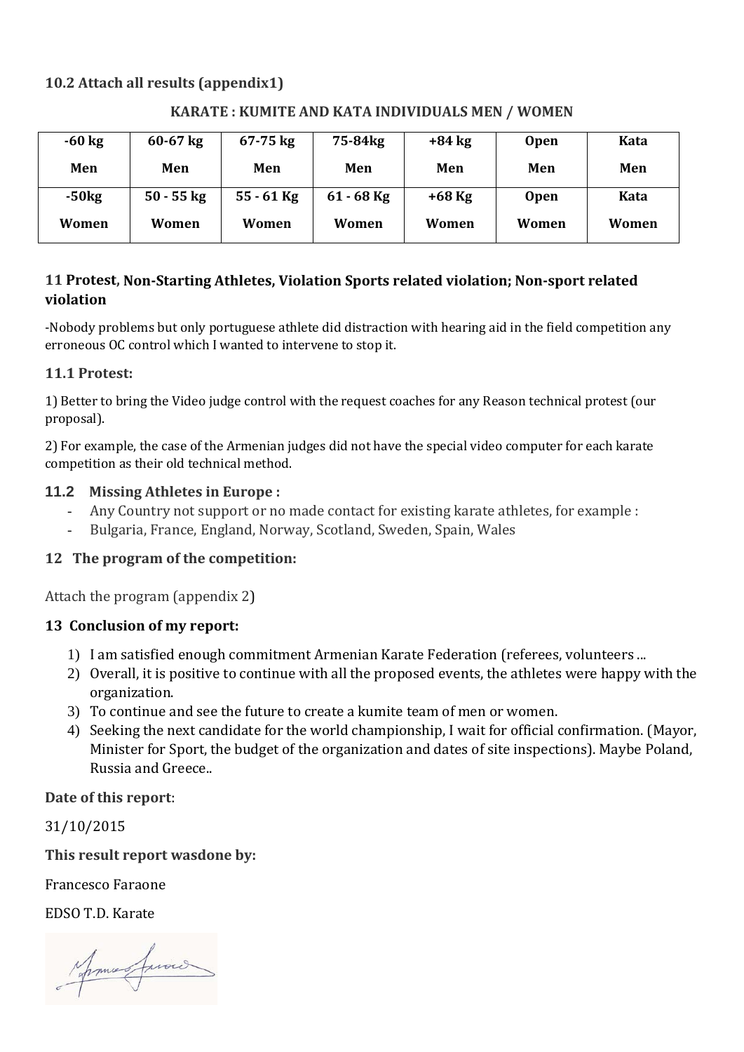### 10.2 Attach all results (appendix1)

**KARATE : KUMITE AND KATA INDIVIDUALS MEN / WOMEN**

| -60 kg Men | 60-67 kg Men | 67-75 kg Men | 75-84kg Men | +84 kg Men | Open Men | Kata Men |
|---|---|---|---|---|---|---|
| -50kg Women | 50 - 55 kg Women | 55 - 61 Kg Women | 61 - 68 Kg Women | +68 Kg Women | Open Women | Kata Women |

### 11 Protest, Non-Starting Athletes, Violation Sports related violation; Non-sport related violation

-Nobody problems but only portuguese athlete did distraction with hearing aid in the field competition any erroneous OC control which I wanted to intervene to stop it.

#### 11.1 Protest:

1) Better to bring the Video judge control with the request coaches for any Reason technical protest (our proposal).

2) For example, the case of the Armenian judges did not have the special video computer for each karate competition as their old technical method.

#### 11.2 Missing Athletes in Europe :

- Any Country not support or no made contact for existing karate athletes, for example :
- Bulgaria, France, England, Norway, Scotland, Sweden, Spain, Wales

### 12 The program of the competition:

Attach the program (appendix 2)

### 13 Conclusion of my report:

1) I am satisfied enough commitment Armenian Karate Federation (referees, volunteers ...
2) Overall, it is positive to continue with all the proposed events, the athletes were happy with the organization.
3) To continue and see the future to create a kumite team of men or women.
4) Seeking the next candidate for the world championship, I wait for official confirmation. (Mayor, Minister for Sport, the budget of the organization and dates of site inspections). Maybe Poland, Russia and Greece..

**Date of this report**:

31/10/2015

**This result report wasdone by:**

Francesco Faraone

EDSO T.D. Karate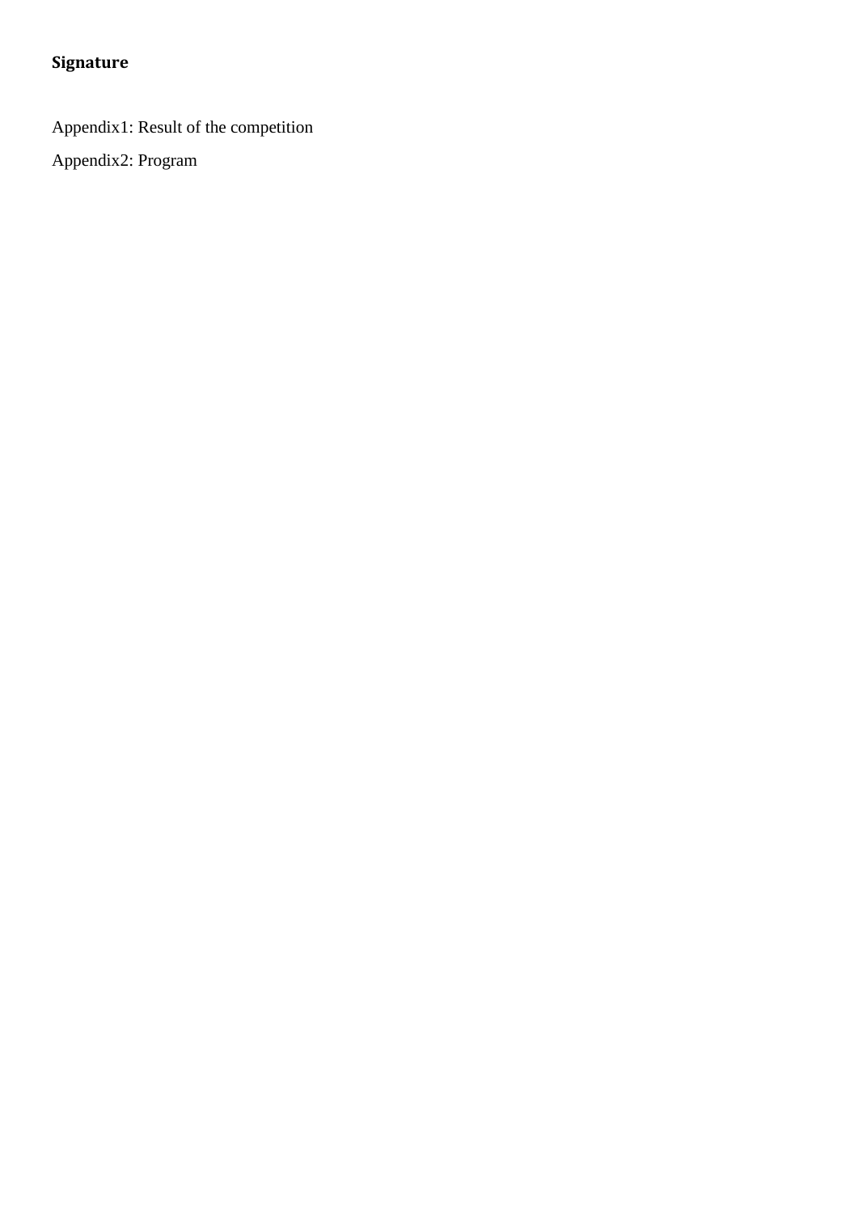**Signature**

Appendix1: Result of the competition

Appendix2: Program